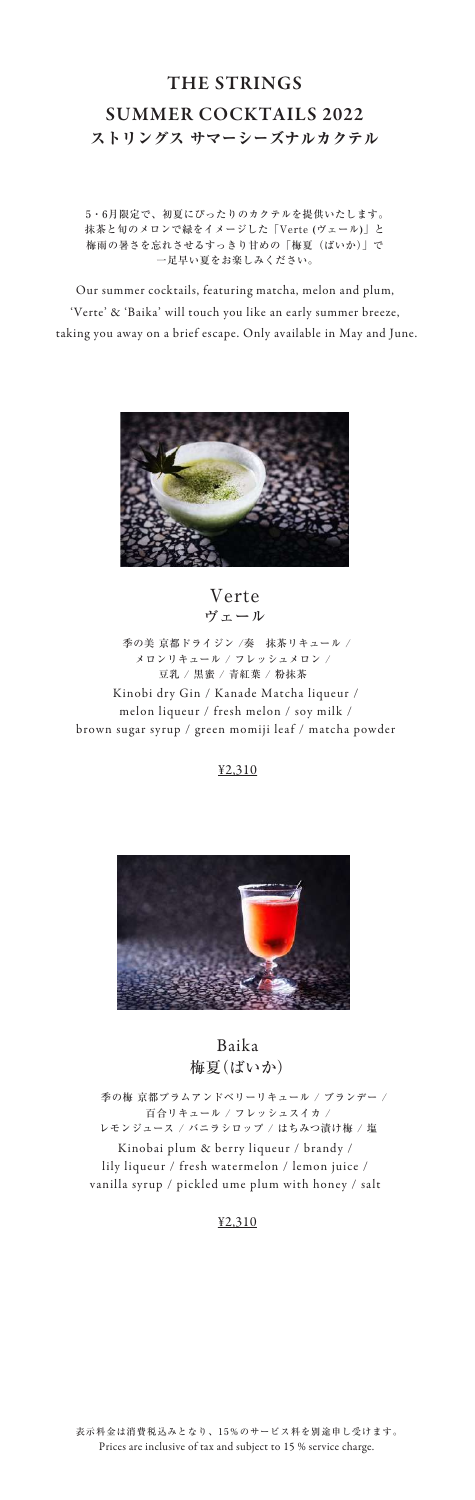# THE STRINGS
# SUMMER COCKTAILS 2022
# ストリングス サマーシーズナルカクテル

5・6月限定で、初夏にぴったりのカクテルを提供いたします。
抹茶と旬のメロンで緑をイメージした「Verte (ヴェール)」と
梅雨の暑さを忘れさせるすっきり甘めの「梅夏（ばいか）」で
一足早い夏をお楽しみください。

Our summer cocktails, featuring matcha, melon and plum,
'Verte' & 'Baika' will touch you like an early summer breeze,
taking you away on a brief escape. Only available in May and June.

## Verte
## ヴェール

季の美 京都ドライジン /奏　抹茶リキュール /
メロンリキュール / フレッシュメロン /
豆乳 / 黒蜜 / 青紅葉 / 粉抹茶

Kinobi dry Gin / Kanade Matcha liqueur /
melon liqueur / fresh melon / soy milk /
brown sugar syrup / green momiji leaf / matcha powder

¥2,310

## Baika
## 梅夏(ばいか)

季の梅 京都プラムアンドベリーリキュール / ブランデー /
百合リキュール / フレッシュスイカ /
レモンジュース / バニラシロップ / はちみつ漬け梅 / 塩

Kinobai plum & berry liqueur / brandy /
lily liqueur / fresh watermelon / lemon juice /
vanilla syrup / pickled ume plum with honey / salt

¥2,310

表示料金は消費税込みとなり、15％のサービス料を別途申し受けます。
Prices are inclusive of tax and subject to 15 % service charge.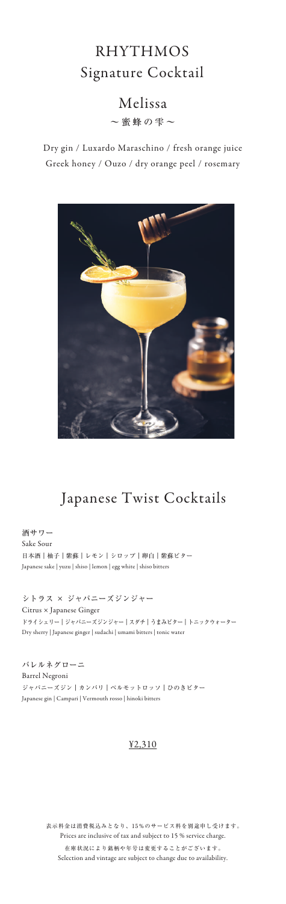# RHYTHMOS
# Signature Cocktail

## Melissa
〜蜜蜂の雫〜

Dry gin / Luxardo Maraschino / fresh orange juice
Greek honey / Ouzo / dry orange peel / rosemary

# Japanese Twist Cocktails

**酒サワー**
Sake Sour
日本酒 | 柚子 | 紫蘇 | レモン | シロップ | 卵白 | 紫蘇ビター
Japanese sake | yuzu | shiso | lemon | egg white | shiso bitters

**シトラス × ジャパニーズジンジャー**
Citrus × Japanese Ginger
ドライシェリー | ジャパニーズジンジャー | スダチ | うまみビター | トニックウォーター
Dry sherry | Japanese ginger | sudachi | umami bitters | tonic water

**バレルネグローニ**
Barrel Negroni
ジャパニーズジン | カンパリ | ベルモットロッソ | ひのきビター
Japanese gin | Campari | Vermouth rosso | hinoki bitters

¥2,310

表示料金は消費税込みとなり、15%のサービス料を別途申し受けます。
Prices are inclusive of tax and subject to 15 % service charge.
在庫状況により銘柄や年号は変更することがございます。
Selection and vintage are subject to change due to availability.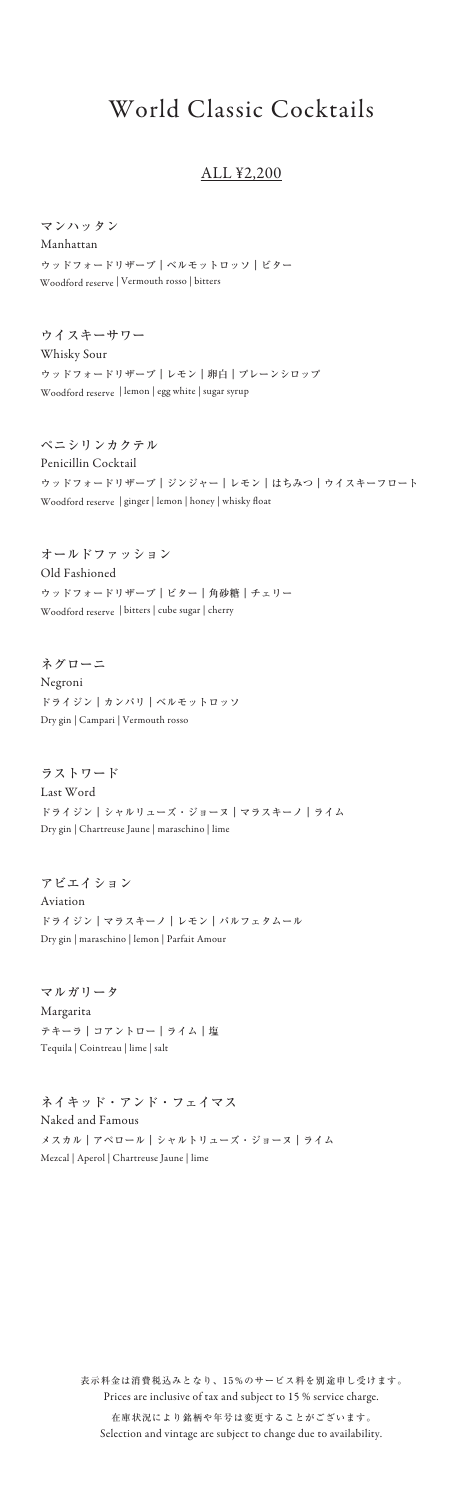# World Classic Cocktails

ALL ¥2,200

**マンハッタン**
Manhattan
ウッドフォードリザーブ | ベルモットロッソ | ビター
Woodford reserve | Vermouth rosso | bitters

**ウイスキーサワー**
Whisky Sour
ウッドフォードリザーブ | レモン | 卵白 | プレーンシロップ
Woodford reserve | lemon | egg white | sugar syrup

**ペニシリンカクテル**
Penicillin Cocktail
ウッドフォードリザーブ | ジンジャー | レモン | はちみつ | ウイスキーフロート
Woodford reserve | ginger | lemon | honey | whisky float

**オールドファッション**
Old Fashioned
ウッドフォードリザーブ | ビター | 角砂糖 | チェリー
Woodford reserve | bitters | cube sugar | cherry

**ネグローニ**
Negroni
ドライジン | カンパリ | ベルモットロッソ
Dry gin | Campari | Vermouth rosso

**ラストワード**
Last Word
ドライジン | シャルリューズ・ジョーヌ | マラスキーノ | ライム
Dry gin | Chartreuse Jaune | maraschino | lime

**アビエイション**
Aviation
ドライジン | マラスキーノ | レモン | パルフェタムール
Dry gin | maraschino | lemon | Parfait Amour

**マルガリータ**
Margarita
テキーラ | コアントロー | ライム | 塩
Tequila | Cointreau | lime | salt

**ネイキッド・アンド・フェイマス**
Naked and Famous
メスカル | アペロール | シャルトリューズ・ジョーヌ | ライム
Mezcal | Aperol | Chartreuse Jaune | lime

表示料金は消費税込みとなり、15%のサービス料を別途申し受けます。
Prices are inclusive of tax and subject to 15 % service charge.

在庫状況により銘柄や年号は変更することがございます。
Selection and vintage are subject to change due to availability.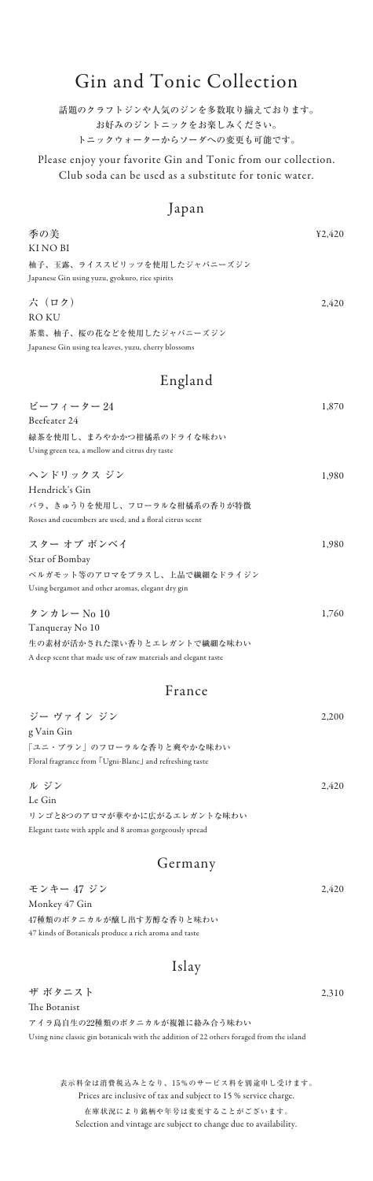# Gin and Tonic Collection

話題のクラフトジンや人気のジンを多数取り揃えております。
お好みのジントニックをお楽しみください。
トニックウォーターからソーダへの変更も可能です。

Please enjoy your favorite Gin and Tonic from our collection.
Club soda can be used as a substitute for tonic water.

## Japan

季の美 ¥2,420
KI NO BI
柚子、玉露、ライススピリッツを使用したジャパニーズジン
Japanese Gin using yuzu, gyokuro, rice spirits

六（ロク） 2,420
RO KU
茶葉、柚子、桜の花などを使用したジャパニーズジン
Japanese Gin using tea leaves, yuzu, cherry blossoms

## England

ビーフィーター 24 1,870
Beefeater 24
緑茶を使用し、まろやかかつ柑橘系のドライな味わい
Using green tea, a mellow and citrus dry taste

ヘンドリックス ジン 1,980
Hendrick's Gin
バラ、きゅうりを使用し、フローラルな柑橘系の香りが特徴
Roses and cucumbers are used, and a floral citrus scent

スター オブ ボンベイ 1,980
Star of Bombay
ベルガモット等のアロマをプラスし、上品で繊細なドライジン
Using bergamot and other aromas, elegant dry gin

タンカレー No 10 1,760
Tanqueray No 10
生の素材が活かされた深い香りとエレガントで繊細な味わい
A deep scent that made use of raw materials and elegant taste

## France

ジー ヴァイン ジン 2,200
g Vain Gin
「ユニ・ブラン」のフローラルな香りと爽やかな味わい
Floral fragrance from「Ugni-Blanc」and refreshing taste

ル ジン 2,420
Le Gin
リンゴと8つのアロマが華やかに広がるエレガントな味わい
Elegant taste with apple and 8 aromas gorgeously spread

## Germany

モンキー 47 ジン 2,420
Monkey 47 Gin
47種類のボタニカルが醸し出す芳醇な香りと味わい
47 kinds of Botanicals produce a rich aroma and taste

## Islay

ザ ボタニスト 2,310
The Botanist
アイラ島自生の22種類のボタニカルが複雑に絡み合う味わい
Using nine classic gin botanicals with the addition of 22 others foraged from the island

表示料金は消費税込みとなり、15%のサービス料を別途申し受けます。
Prices are inclusive of tax and subject to 15 % service charge.
在庫状況により銘柄や年号は変更することがございます。
Selection and vintage are subject to change due to availability.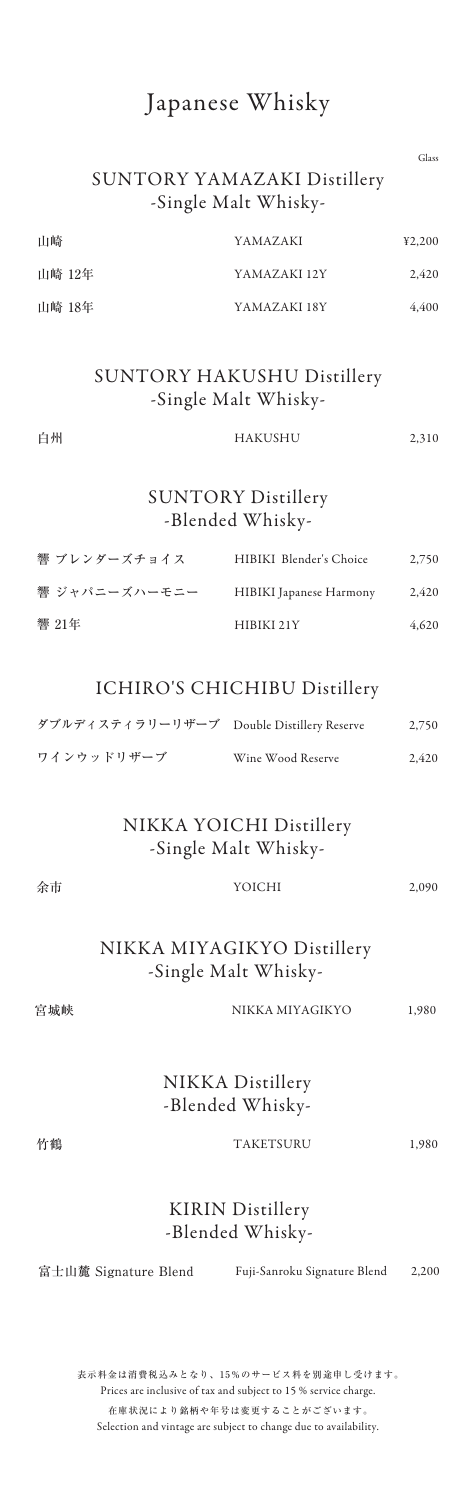# Japanese Whisky

Glass

## SUNTORY YAMAZAKI Distillery
-Single Malt Whisky-

| | | |
|---|---|---|
| 山崎 | YAMAZAKI | ¥2,200 |
| 山崎 12年 | YAMAZAKI 12Y | 2,420 |
| 山崎 18年 | YAMAZAKI 18Y | 4,400 |

## SUNTORY HAKUSHU Distillery
-Single Malt Whisky-

| | | |
|---|---|---|
| 白州 | HAKUSHU | 2,310 |

## SUNTORY Distillery
-Blended Whisky-

| | | |
|---|---|---|
| 響 ブレンダーズチョイス | HIBIKI Blender's Choice | 2,750 |
| 響 ジャパニーズハーモニー | HIBIKI Japanese Harmony | 2,420 |
| 響 21年 | HIBIKI 21Y | 4,620 |

## ICHIRO'S CHICHIBU Distillery

| | | |
|---|---|---|
| ダブルディスティラリーリザーブ | Double Distillery Reserve | 2,750 |
| ワインウッドリザーブ | Wine Wood Reserve | 2,420 |

## NIKKA YOICHI Distillery
-Single Malt Whisky-

| | | |
|---|---|---|
| 余市 | YOICHI | 2,090 |

## NIKKA MIYAGIKYO Distillery
-Single Malt Whisky-

| | | |
|---|---|---|
| 宮城峡 | NIKKA MIYAGIKYO | 1,980 |

## NIKKA Distillery
-Blended Whisky-

| | | |
|---|---|---|
| 竹鶴 | TAKETSURU | 1,980 |

## KIRIN Distillery
-Blended Whisky-

| | | |
|---|---|---|
| 富士山麓 Signature Blend | Fuji-Sanroku Signature Blend | 2,200 |

表示料金は消費税込みとなり、15%のサービス料を別途申し受けます。
Prices are inclusive of tax and subject to 15 % service charge.
在庫状況により銘柄や年号は変更することがございます。
Selection and vintage are subject to change due to availability.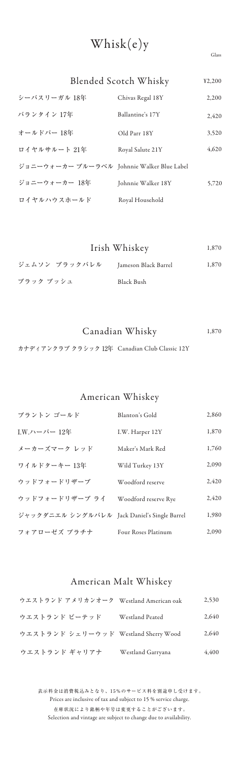# Whisk(e)y

Glass

## Blended Scotch Whisky ¥2,200

| | | |
|---|---|---|
| シーバスリーガル 18年 | Chivas Regal 18Y | 2,200 |
| バランタイン 17年 | Ballantine's 17Y | 2,420 |
| オールドパー 18年 | Old Parr 18Y | 3,520 |
| ロイヤルサルート 21年 | Royal Salute 21Y | 4,620 |
| ジョニーウォーカー ブルーラベル | Johnnie Walker Blue Label | |
| ジョニーウォーカー 18年 | Johnnie Walker 18Y | 5,720 |
| ロイヤルハウスホールド | Royal Household | |

## Irish Whiskey 1,870

| | | |
|---|---|---|
| ジェムソン ブラックバレル | Jameson Black Barrel | 1,870 |
| ブラック ブッシュ | Black Bush | |

## Canadian Whisky 1,870

| | | |
|---|---|---|
| カナディアンクラブ クラシック 12年 | Canadian Club Classic 12Y | |

## American Whiskey

| | | |
|---|---|---|
| ブラントン ゴールド | Blanton's Gold | 2,860 |
| I.W.ハーパー 12年 | I.W. Harper 12Y | 1,870 |
| メーカーズマーク レッド | Maker's Mark Red | 1,760 |
| ワイルドターキー 13年 | Wild Turkey 13Y | 2,090 |
| ウッドフォードリザーブ | Woodford reserve | 2,420 |
| ウッドフォードリザーブ ライ | Woodford reserve Rye | 2,420 |
| ジャックダニエル シングルバレル | Jack Daniel's Single Barrel | 1,980 |
| フォアローゼズ プラチナ | Four Roses Platinum | 2,090 |

## American Malt Whiskey

| | | |
|---|---|---|
| ウエストランド アメリカンオーク | Westland American oak | 2,530 |
| ウエストランド ピーテッド | Westland Peated | 2,640 |
| ウエストランド シェリーウッド | Westland Sherry Wood | 2,640 |
| ウエストランド ギャリアナ | Westland Garryana | 4,400 |

表示料金は消費税込みとなり、15%のサービス料を別途申し受けます。
Prices are inclusive of tax and subject to 15 % service charge.
在庫状況により銘柄や年号は変更することがございます。
Selection and vintage are subject to change due to availability.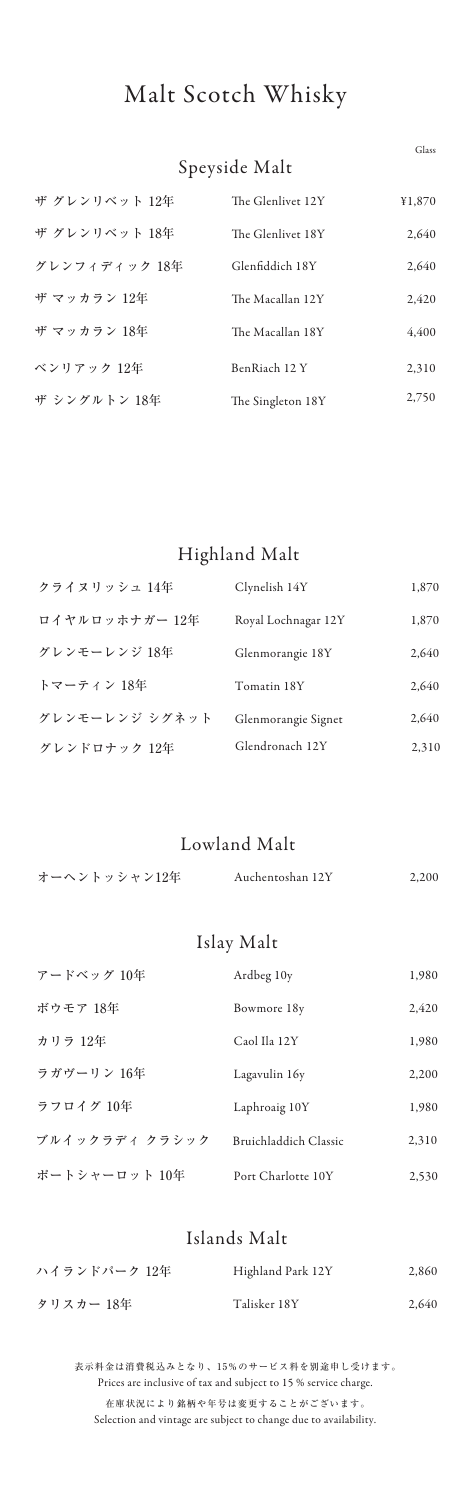# Malt Scotch Whisky

## Speyside Malt

| | | Glass |
|---|---|---|
| ザ グレンリベット 12年 | The Glenlivet 12Y | ¥1,870 |
| ザ グレンリベット 18年 | The Glenlivet 18Y | 2,640 |
| グレンフィディック 18年 | Glenfiddich 18Y | 2,640 |
| ザ マッカラン 12年 | The Macallan 12Y | 2,420 |
| ザ マッカラン 18年 | The Macallan 18Y | 4,400 |
| ベンリアック 12年 | BenRiach 12 Y | 2,310 |
| ザ シングルトン 18年 | The Singleton 18Y | 2,750 |

## Highland Malt

| | | |
|---|---|---|
| クライヌリッシュ 14年 | Clynelish 14Y | 1,870 |
| ロイヤルロッホナガー 12年 | Royal Lochnagar 12Y | 1,870 |
| グレンモーレンジ 18年 | Glenmorangie 18Y | 2,640 |
| トマーティン 18年 | Tomatin 18Y | 2,640 |
| グレンモーレンジ シグネット | Glenmorangie Signet | 2,640 |
| グレンドロナック 12年 | Glendronach 12Y | 2,310 |

## Lowland Malt

| | | |
|---|---|---|
| オーヘントッシャン12年 | Auchentoshan 12Y | 2,200 |

## Islay Malt

| | | |
|---|---|---|
| アードベッグ 10年 | Ardbeg 10y | 1,980 |
| ボウモア 18年 | Bowmore 18y | 2,420 |
| カリラ 12年 | Caol Ila 12Y | 1,980 |
| ラガヴーリン 16年 | Lagavulin 16y | 2,200 |
| ラフロイグ 10年 | Laphroaig 10Y | 1,980 |
| ブルイックラディ クラシック | Bruichladdich Classic | 2,310 |
| ポートシャーロット 10年 | Port Charlotte 10Y | 2,530 |

## Islands Malt

| | | |
|---|---|---|
| ハイランドパーク 12年 | Highland Park 12Y | 2,860 |
| タリスカー 18年 | Talisker 18Y | 2,640 |

表示料金は消費税込みとなり、15%のサービス料を別途申し受けます。
Prices are inclusive of tax and subject to 15 % service charge.

在庫状況により銘柄や年号は変更することがございます。
Selection and vintage are subject to change due to availability.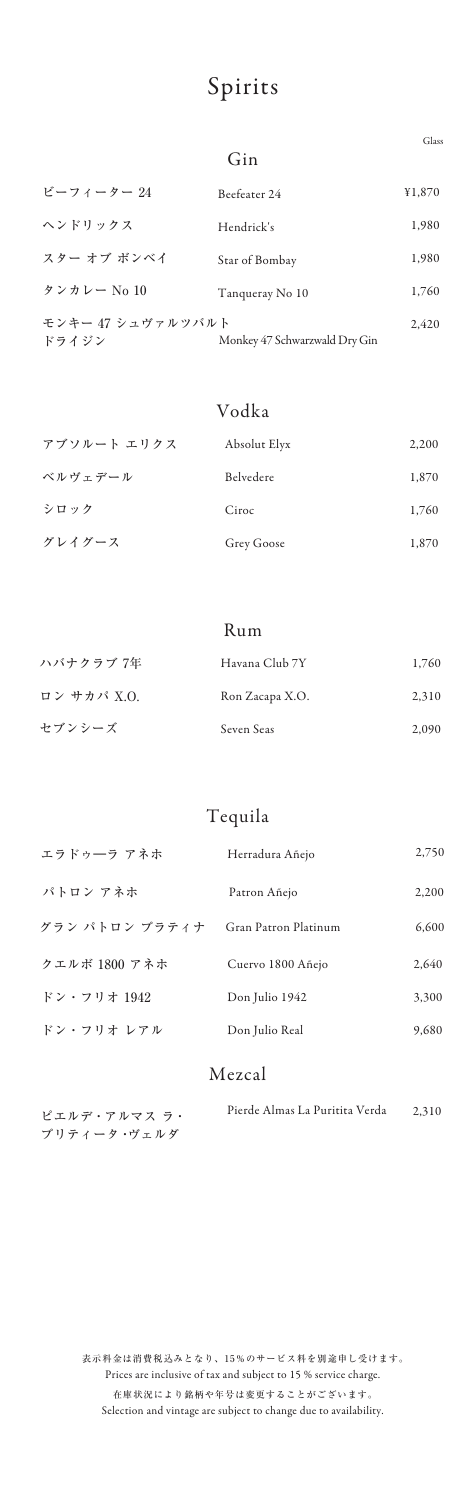# Spirits

## Gin

| | | Glass |
|---|---|---|
| ビーフィーター 24 | Beefeater 24 | ¥1,870 |
| ヘンドリックス | Hendrick's | 1,980 |
| スター オブ ボンベイ | Star of Bombay | 1,980 |
| タンカレー No 10 | Tanqueray No 10 | 1,760 |
| モンキー 47 シュヴァルツバルト ドライジン | Monkey 47 Schwarzwald Dry Gin | 2,420 |

## Vodka

| | | |
|---|---|---|
| アブソルート エリクス | Absolut Elyx | 2,200 |
| ベルヴェデール | Belvedere | 1,870 |
| シロック | Ciroc | 1,760 |
| グレイグース | Grey Goose | 1,870 |

## Rum

| | | |
|---|---|---|
| ハバナクラブ 7年 | Havana Club 7Y | 1,760 |
| ロン サカパ X.O. | Ron Zacapa X.O. | 2,310 |
| セブンシーズ | Seven Seas | 2,090 |

## Tequila

| | | |
|---|---|---|
| エラドゥーラ アネホ | Herradura Añejo | 2,750 |
| パトロン アネホ | Patron Añejo | 2,200 |
| グラン パトロン プラティナ | Gran Patron Platinum | 6,600 |
| クエルボ 1800 アネホ | Cuervo 1800 Añejo | 2,640 |
| ドン・フリオ 1942 | Don Julio 1942 | 3,300 |
| ドン・フリオ レアル | Don Julio Real | 9,680 |

## Mezcal

| | | |
|---|---|---|
| ピエルデ・アルマス ラ・プリティータ・ヴェルダ | Pierde Almas La Puritita Verda | 2,310 |

表示料金は消費税込みとなり、15%のサービス料を別途申し受けます。
Prices are inclusive of tax and subject to 15 % service charge.
在庫状況により銘柄や年号は変更することがございます。
Selection and vintage are subject to change due to availability.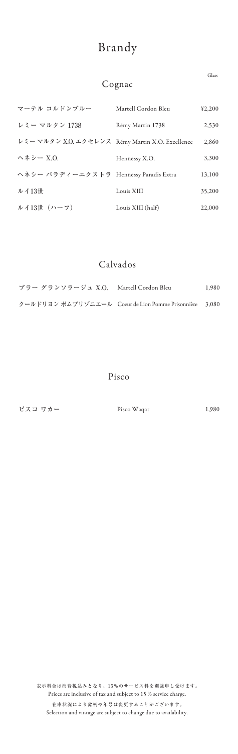# Brandy

## Cognac

| | | Glass |
|---|---|---|
| マーテル コルドンブルー | Martell Cordon Bleu | ¥2,200 |
| レミー マルタン 1738 | Rémy Martin 1738 | 2,530 |
| レミー マルタン X.O. エクセレンス | Rémy Martin X.O. Excellence | 2,860 |
| ヘネシー X.O. | Hennessy X.O. | 3,300 |
| ヘネシー パラディーエクストラ | Hennessy Paradis Extra | 13,100 |
| ルイ13世 | Louis XIII | 35,200 |
| ルイ13世（ハーフ） | Louis XIII (half) | 22,000 |

## Calvados

| | | |
|---|---|---|
| ブラー グランソラージュ X.O. | Martell Cordon Bleu | 1,980 |
| クールドリヨン ポムプリゾニエール | Coeur de Lion Pomme Prisonnière | 3,080 |

## Pisco

| | | |
|---|---|---|
| ピスコ ワカー | Pisco Waqar | 1,980 |

表示料金は消費税込みとなり、15%のサービス料を別途申し受けます。
Prices are inclusive of tax and subject to 15 % service charge.

在庫状況により銘柄や年号は変更することがございます。
Selection and vintage are subject to change due to availability.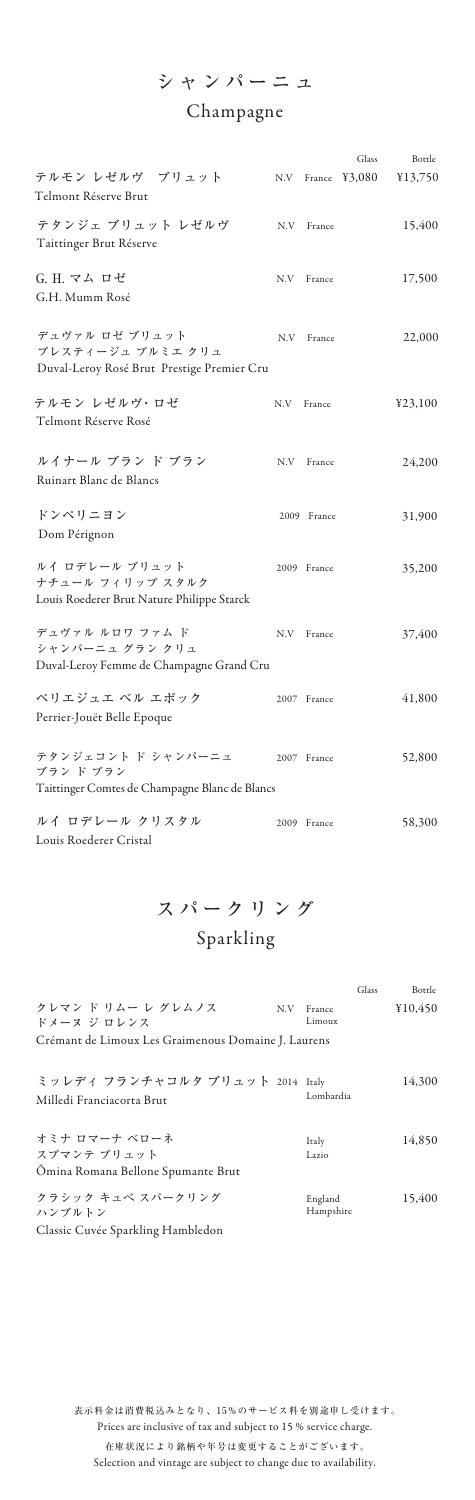# シャンパーニュ
## Champagne

| | | | Glass | Bottle |
|---|---|---|---|---|
| テルモン レゼルヴ　ブリュット<br>Telmont Réserve Brut | N.V | France | ¥3,080 | ¥13,750 |
| テタンジェ ブリュット レゼルヴ<br>Taittinger Brut Réserve | N.V | France | | 15,400 |
| G. H. マム ロゼ<br>G.H. Mumm Rosé | N.V | France | | 17,500 |
| デュヴァル ロゼ ブリュット<br>プレスティージュ プルミエ クリュ<br>Duval-Leroy Rosé Brut Prestige Premier Cru | N.V | France | | 22,000 |
| テルモン レゼルヴ・ロゼ<br>Telmont Réserve Rosé | N.V | France | | ¥23,100 |
| ルイナール ブラン ド ブラン<br>Ruinart Blanc de Blancs | N.V | France | | 24,200 |
| ドンペリニヨン<br>Dom Pérignon | 2009 | France | | 31,900 |
| ルイ ロデレール ブリュット<br>ナチュール フィリップ スタルク<br>Louis Roederer Brut Nature Philippe Starck | 2009 | France | | 35,200 |
| デュヴァル ルロワ ファム ド<br>シャンパーニュ グラン クリュ<br>Duval-Leroy Femme de Champagne Grand Cru | N.V | France | | 37,400 |
| ペリエジュエ ベル エポック<br>Perrier-Jouët Belle Epoque | 2007 | France | | 41,800 |
| テタンジェコント ド シャンパーニュ<br>ブラン ド ブラン<br>Taittinger Comtes de Champagne Blanc de Blancs | 2007 | France | | 52,800 |
| ルイ ロデレール クリスタル<br>Louis Roederer Cristal | 2009 | France | | 58,300 |

# スパークリング
## Sparkling

| | | | Glass | Bottle |
|---|---|---|---|---|
| クレマン ド リムー レ グレムノス<br>ドメーヌ ジ ロレンス<br>Crémant de Limoux Les Graimenous Domaine J. Laurens | N.V | France<br>Limoux | | ¥10,450 |
| ミッレディ フランチャコルタ ブリュット<br>Milledi Franciacorta Brut | 2014 | Italy<br>Lombardia | | 14,300 |
| オミナ ロマーナ ベローネ<br>スプマンテ ブリュット<br>Ômina Romana Bellone Spumante Brut | | Italy<br>Lazio | | 14,850 |
| クラシック キュベ スパークリング<br>ハンブルトン<br>Classic Cuvée Sparkling Hambledon | | England<br>Hampshire | | 15,400 |

表示料金は消費税込みとなり、15%のサービス料を別途申し受けます。
Prices are inclusive of tax and subject to 15 % service charge.
在庫状況により銘柄や年号は変更することがございます。
Selection and vintage are subject to change due to availability.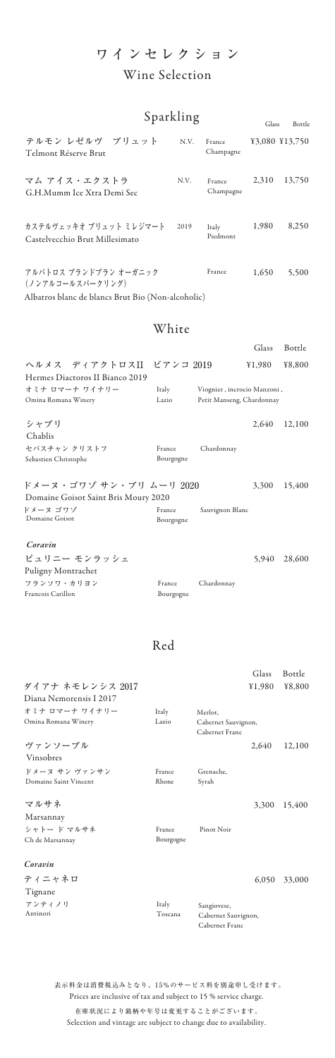# ワインセレクション

# Wine Selection

## Sparkling

| | | | Glass | Bottle |
|---|---|---|---|---|
| テルモン レゼルヴ　ブリュット<br>Telmont Réserve Brut | N.V. | France<br>Champagne | ¥3,080 | ¥13,750 |
| マム アイス・エクストラ<br>G.H.Mumm Ice Xtra Demi Sec | N.V. | France<br>Champagne | 2,310 | 13,750 |
| カステルヴェッキオ ブリュット ミレジマート<br>Castelvecchio Brut Millesimato | 2019 | Italy<br>Piedmont | 1,980 | 8,250 |
| アルバトロス ブランドブラン オーガニック<br>(ノンアルコールスパークリング)<br>Albatros blanc de blancs Brut Bio (Non-alcoholic) | | France | 1,650 | 5,500 |

## White

| | | | Glass | Bottle |
|---|---|---|---|---|
| ヘルメス　ディアクトロスII　ビアンコ 2019<br>Hermes Diactoros II Bianco 2019<br>オミナ ロマーナ ワイナリー<br>Omina Romana Winery | Italy<br>Lazio | Viognier , incrocio Manzoni ,<br>Petit Manseng, Chardonnay | ¥1,980 | ¥8,800 |
| シャブリ<br>Chablis<br>セバスチャン クリストフ<br>Sebastien Christophe | France<br>Bourgogne | Chardonnay | 2,640 | 12,100 |
| ドメーヌ・ゴワゾ サン・ブリ ムーリ 2020<br>Domaine Goisot Saint Bris Moury 2020<br>ドメーヌ ゴワゾ<br>Domaine Goisot | France<br>Bourgogne | Sauvignon Blanc | 3,300 | 15,400 |
| *Coravin*<br>ピュリニー モンラッシェ<br>Puligny Montrachet<br>フランソワ・カリヨン<br>Francois Carillon | France<br>Bourgogne | Chardonnay | 5,940 | 28,600 |

## Red

| | | | Glass | Bottle |
|---|---|---|---|---|
| ダイアナ ネモレンシス 2017<br>Diana Nemorensis I 2017<br>オミナ ロマーナ ワイナリー<br>Omina Romana Winery | Italy<br>Lazio | Merlot,<br>Cabernet Sauvignon,<br>Cabernet Franc | ¥1,980 | ¥8,800 |
| ヴァンソーブル<br>Vinsobres<br>ドメーヌ サン ヴァンサン<br>Domaine Saint Vincent | France<br>Rhone | Grenache,<br>Syrah | 2,640 | 12,100 |
| マルサネ<br>Marsannay<br>シャトー ド マルサネ<br>Ch de Marsannay | France<br>Bourgogne | Pinot Noir | 3,300 | 15,400 |
| *Coravin*<br>ティニャネロ<br>Tignane<br>アンティノリ<br>Antinori | Italy<br>Toscana | Sangiovese,<br>Cabernet Sauvignon,<br>Cabernet Franc | 6,050 | 33,000 |

表示料金は消費税込みとなり、15%のサービス料を別途申し受けます。
Prices are inclusive of tax and subject to 15 % service charge.

在庫状況により銘柄や年号は変更することがございます。
Selection and vintage are subject to change due to availability.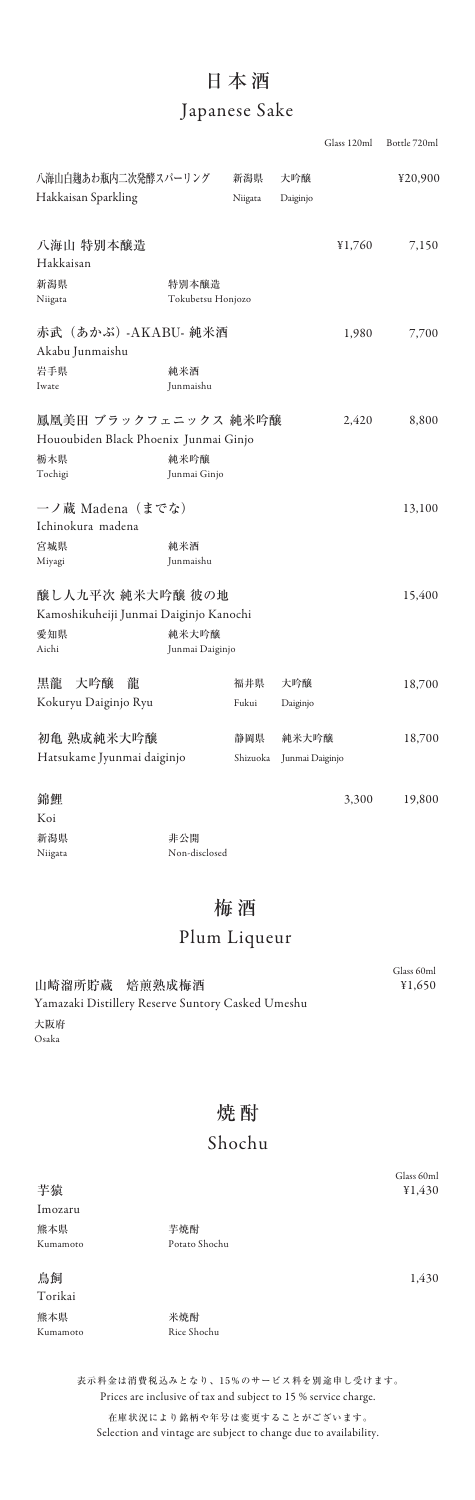# 日本酒
## Japanese Sake

| | | | Glass 120ml | Bottle 720ml |
|---|---|---|---|---|
| 八海山白麹あわ瓶内二次発酵スパーリング<br>Hakkaisan Sparkling | 新潟県<br>Niigata | 大吟醸<br>Daiginjo | | ¥20,900 |
| 八海山 特別本醸造<br>Hakkaisan | 新潟県<br>Niigata | 特別本醸造<br>Tokubetsu Honjozo | ¥1,760 | 7,150 |
| 赤武（あかぶ）-AKABU- 純米酒<br>Akabu Junmaishu | 岩手県<br>Iwate | 純米酒<br>Junmaishu | 1,980 | 7,700 |
| 鳳凰美田 ブラックフェニックス 純米吟醸<br>Hououbiden Black Phoenix Junmai Ginjo | 栃木県<br>Tochigi | 純米吟醸<br>Junmai Ginjo | 2,420 | 8,800 |
| 一ノ蔵 Madena（までな）<br>Ichinokura madena | 宮城県<br>Miyagi | 純米酒<br>Junmaishu | | 13,100 |
| 醸し人九平次 純米大吟醸 彼の地<br>Kamoshikuheiji Junmai Daiginjo Kanochi | 愛知県<br>Aichi | 純米大吟醸<br>Junmai Daiginjo | | 15,400 |
| 黒龍 大吟醸 龍<br>Kokuryu Daiginjo Ryu | 福井県<br>Fukui | 大吟醸<br>Daiginjo | | 18,700 |
| 初亀 熟成純米大吟醸<br>Hatsukame Jyunmai daiginjo | 静岡県<br>Shizuoka | 純米大吟醸<br>Junmai Daiginjo | | 18,700 |
| 錦鯉<br>Koi | 新潟県<br>Niigata | 非公開<br>Non-disclosed | 3,300 | 19,800 |

# 梅酒
## Plum Liqueur

| | | Glass 60ml |
|---|---|---|
| 山崎溜所貯蔵 焙煎熟成梅酒<br>Yamazaki Distillery Reserve Suntory Casked Umeshu | 大阪府<br>Osaka | ¥1,650 |

# 焼酎
## Shochu

| | | | Glass 60ml |
|---|---|---|---|
| 芋猿<br>Imozaru | 熊本県<br>Kumamoto | 芋焼酎<br>Potato Shochu | ¥1,430 |
| 鳥飼<br>Torikai | 熊本県<br>Kumamoto | 米焼酎<br>Rice Shochu | 1,430 |

表示料金は消費税込みとなり、15％のサービス料を別途申し受けます。
Prices are inclusive of tax and subject to 15 % service charge.

在庫状況により銘柄や年号は変更することがございます。
Selection and vintage are subject to change due to availability.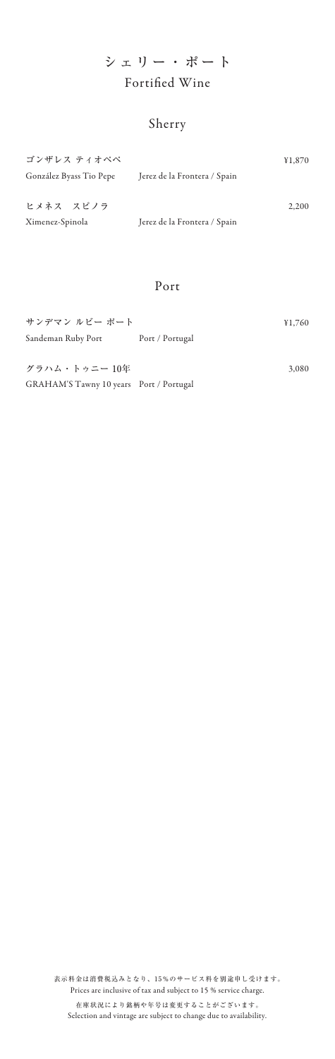# シェリー・ポート
# Fortified Wine

## Sherry

ゴンザレス ティオペペ ¥1,870
González Byass Tio Pepe Jerez de la Frontera / Spain

ヒメネス　スピノラ 2,200
Ximenez-Spínola Jerez de la Frontera / Spain

## Port

サンデマン ルビー ポート ¥1,760
Sandeman Ruby Port Port / Portugal

グラハム・トゥニー 10年 3,080
GRAHAM'S Tawny 10 years Port / Portugal

表示料金は消費税込みとなり、15%のサービス料を別途申し受けます。
Prices are inclusive of tax and subject to 15 % service charge.

在庫状況により銘柄や年号は変更することがございます。
Selection and vintage are subject to change due to availability.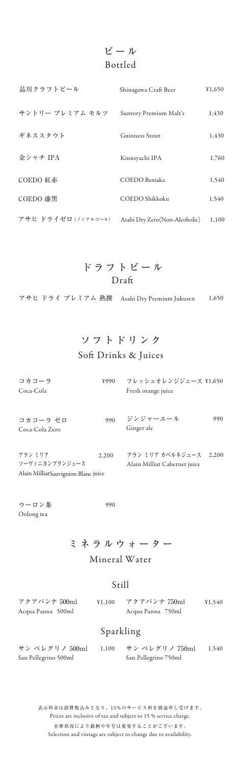## ビール
## Bottled

| | | |
|---|---|---|
| 品川クラフトビール | Shinagawa Craft Beer | ¥1,650 |
| サントリー プレミアム モルツ | Suntory Premium Malt's | 1,430 |
| ギネススタウト | Guinness Stout | 1,430 |
| 金シャチ IPA | Kinnsyachi IPA | 1,760 |
| COEDO 紅赤 | COEDO Beniaka | 1,540 |
| COEDO 漆黒 | COEDO Shikkoku | 1,540 |
| アサヒ ドライゼロ (ノンアルコール) | Asahi Dry Zero(Non-Alcoholic) | 1,100 |

## ドラフトビール
## Draft

| | | |
|---|---|---|
| アサヒ ドライ プレミアム 熟撰 | Asahi Dry Premium Jukusen | 1,650 |

## ソフトドリンク
## Soft Drinks & Juices

| | | | |
|---|---|---|---|
| コカコーラ<br>Coca-Cola | ¥990 | フレッシュオレンジジュース<br>Fresh orange juice | ¥1,650 |
| コカコーラ ゼロ<br>Coca-Cola Zero | 990 | ジンジャーエール<br>Ginger ale | 990 |
| アラン ミリア ソーヴィニヨンブランジュース<br>Alain MilliatSauvignion Blanc juice | 2,200 | アラン ミリア カベルネジュース<br>Alain Milliat Cabernet juice | 2,200 |
| ウーロン茶<br>Oolong tea | 990 | | |

## ミネラルウォーター
## Mineral Water

### Still

| | | | |
|---|---|---|---|
| アクアパンナ 500ml<br>Acqua Panna 500ml | ¥1,100 | アクアパンナ 750ml<br>Acqua Panna 750ml | ¥1,540 |

### Sparkling

| | | | |
|---|---|---|---|
| サン ペレグリノ 500ml<br>San Pellegrino 500ml | 1,100 | サン ペレグリノ 750ml<br>San Pellegrino 750ml | 1,540 |

表示料金は消費税込みとなり、15%のサービス料を別途申し受けます。
Prices are inclusive of tax and subject to 15 % service charge.
在庫状況により銘柄や年号は変更することがございます。
Selection and vintage are subject to change due to availability.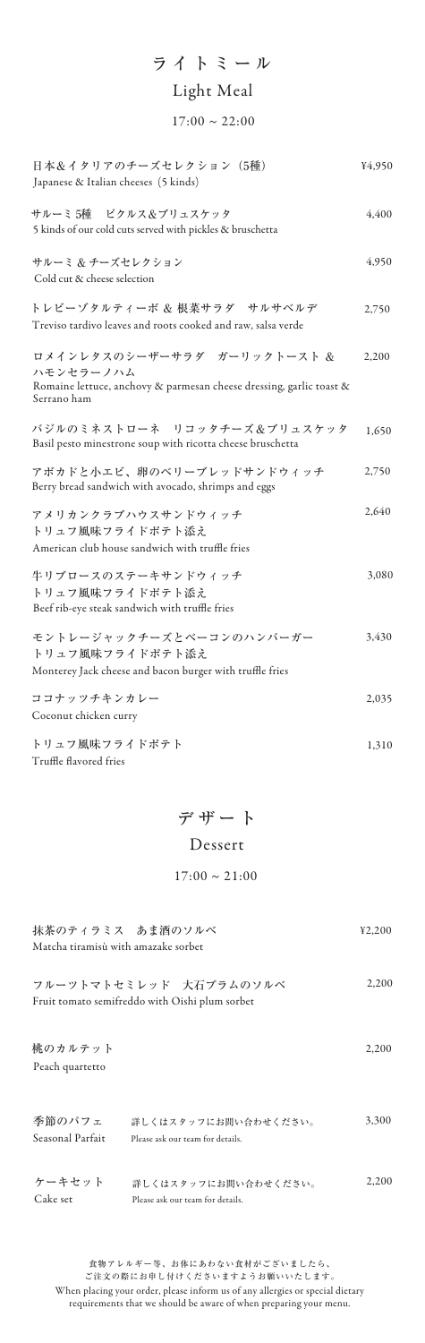# ライトミール

## Light Meal

17:00 ~ 22:00

| | |
|---|---|
| 日本&イタリアのチーズセレクション（5種）<br>Japanese & Italian cheeses (5 kinds) | ¥4,950 |
| サルーミ 5種　ピクルス&ブリュスケッタ<br>5 kinds of our cold cuts served with pickles & bruschetta | 4,400 |
| サルーミ & チーズセレクション<br>Cold cut & cheese selection | 4,950 |
| トレビーゾタルティーボ & 根菜サラダ　サルサベルデ<br>Treviso tardivo leaves and roots cooked and raw, salsa verde | 2,750 |
| ロメインレタスのシーザーサラダ　ガーリックトースト & ハモンセラーノハム<br>Romaine lettuce, anchovy & parmesan cheese dressing, garlic toast & Serrano ham | 2,200 |
| バジルのミネストローネ　リコッタチーズ&ブリュスケッタ<br>Basil pesto minestrone soup with ricotta cheese bruschetta | 1,650 |
| アボカドと小エビ、卵のベリーブレッドサンドウィッチ<br>Berry bread sandwich with avocado, shrimps and eggs | 2,750 |
| アメリカンクラブハウスサンドウィッチ<br>トリュフ風味フライドポテト添え<br>American club house sandwich with truffle fries | 2,640 |
| 牛リブロースのステーキサンドウィッチ<br>トリュフ風味フライドポテト添え<br>Beef rib-eye steak sandwich with truffle fries | 3,080 |
| モントレージャックチーズとベーコンのハンバーガー<br>トリュフ風味フライドポテト添え<br>Monterey Jack cheese and bacon burger with truffle fries | 3,430 |
| ココナッツチキンカレー<br>Coconut chicken curry | 2,035 |
| トリュフ風味フライドポテト<br>Truffle flavored fries | 1,310 |

# デザート

## Dessert

17:00 ~ 21:00

| | | |
|---|---|---|
| 抹茶のティラミス　あま酒のソルベ<br>Matcha tiramisù with amazake sorbet | | ¥2,200 |
| フルーツトマトセミレッド　大石プラムのソルベ<br>Fruit tomato semifreddo with Oishi plum sorbet | | 2,200 |
| 桃のカルテット<br>Peach quartetto | | 2,200 |
| 季節のパフェ<br>Seasonal Parfait | 詳しくはスタッフにお問い合わせください。<br>Please ask our team for details. | 3,300 |
| ケーキセット<br>Cake set | 詳しくはスタッフにお問い合わせください。<br>Please ask our team for details. | 2,200 |

食物アレルギー等、お体にあわない食材がございましたら、
ご注文の際にお申し付けくださいますようお願いいたします。
When placing your order, please inform us of any allergies or special dietary requirements that we should be aware of when preparing your menu.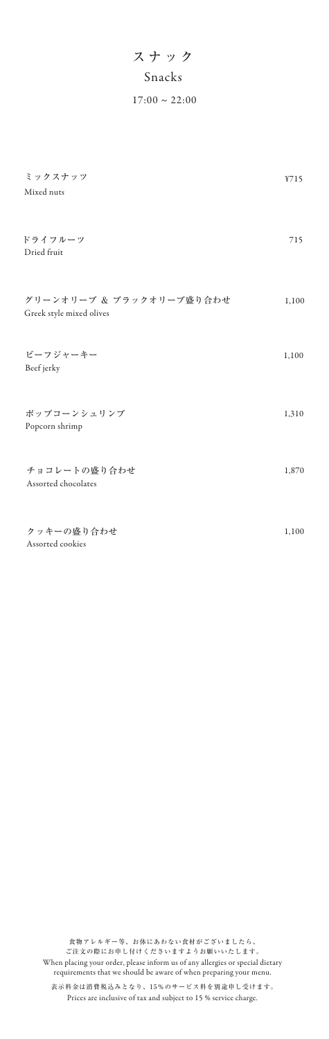# スナック

## Snacks

17:00 ~ 22:00

| | |
|---|---|
| ミックスナッツ<br>Mixed nuts | ¥715 |
| ドライフルーツ<br>Dried fruit | 715 |
| グリーンオリーブ & ブラックオリーブ盛り合わせ<br>Greek style mixed olives | 1,100 |
| ビーフジャーキー<br>Beef jerky | 1,100 |
| ポップコーンシュリンプ<br>Popcorn shrimp | 1,310 |
| チョコレートの盛り合わせ<br>Assorted chocolates | 1,870 |
| クッキーの盛り合わせ<br>Assorted cookies | 1,100 |

食物アレルギー等、お体にあわない食材がございましたら、
ご注文の際にお申し付けくださいますようお願いいたします。
When placing your order, please inform us of any allergies or special dietary requirements that we should be aware of when preparing your menu.

表示料金は消費税込みとなり、15%のサービス料を別途申し受けます。
Prices are inclusive of tax and subject to 15 % service charge.